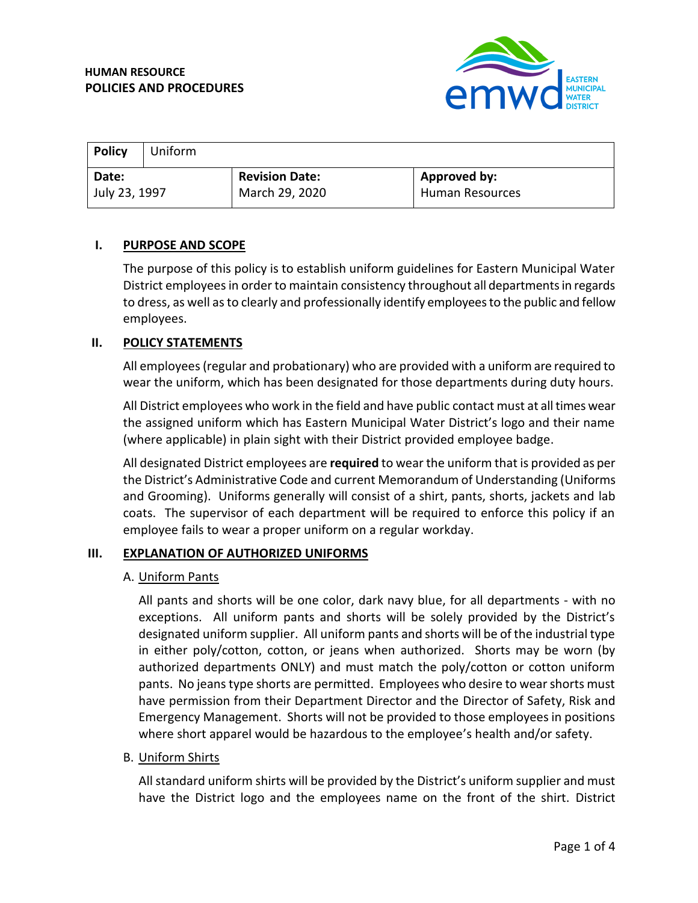**HUMAN RESOURCE**
**POLICIES AND PROCEDURES**

| **Policy** | Uniform | |
|---|---|---|
| **Date:** July 23, 1997 | **Revision Date:** March 29, 2020 | **Approved by:** Human Resources |

## I. PURPOSE AND SCOPE

The purpose of this policy is to establish uniform guidelines for Eastern Municipal Water District employees in order to maintain consistency throughout all departments in regards to dress, as well as to clearly and professionally identify employees to the public and fellow employees.

## II. POLICY STATEMENTS

All employees (regular and probationary) who are provided with a uniform are required to wear the uniform, which has been designated for those departments during duty hours.

All District employees who work in the field and have public contact must at all times wear the assigned uniform which has Eastern Municipal Water District's logo and their name (where applicable) in plain sight with their District provided employee badge.

All designated District employees are **required** to wear the uniform that is provided as per the District's Administrative Code and current Memorandum of Understanding (Uniforms and Grooming). Uniforms generally will consist of a shirt, pants, shorts, jackets and lab coats. The supervisor of each department will be required to enforce this policy if an employee fails to wear a proper uniform on a regular workday.

## III. EXPLANATION OF AUTHORIZED UNIFORMS

### A. Uniform Pants

All pants and shorts will be one color, dark navy blue, for all departments - with no exceptions. All uniform pants and shorts will be solely provided by the District's designated uniform supplier. All uniform pants and shorts will be of the industrial type in either poly/cotton, cotton, or jeans when authorized. Shorts may be worn (by authorized departments ONLY) and must match the poly/cotton or cotton uniform pants. No jeans type shorts are permitted. Employees who desire to wear shorts must have permission from their Department Director and the Director of Safety, Risk and Emergency Management. Shorts will not be provided to those employees in positions where short apparel would be hazardous to the employee's health and/or safety.

### B. Uniform Shirts

All standard uniform shirts will be provided by the District's uniform supplier and must have the District logo and the employees name on the front of the shirt. District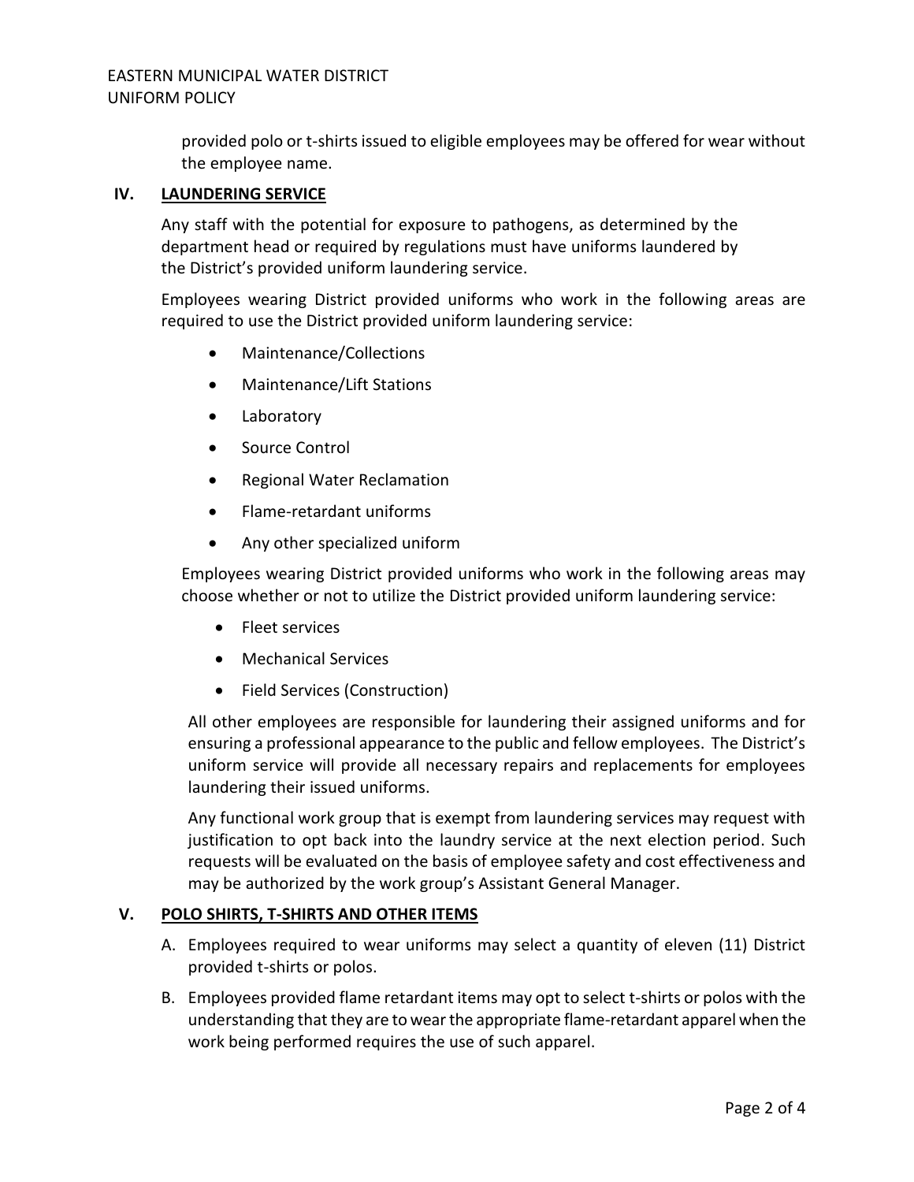provided polo or t-shirts issued to eligible employees may be offered for wear without the employee name.

## IV. LAUNDERING SERVICE

Any staff with the potential for exposure to pathogens, as determined by the department head or required by regulations must have uniforms laundered by the District's provided uniform laundering service.

Employees wearing District provided uniforms who work in the following areas are required to use the District provided uniform laundering service:

- Maintenance/Collections
- Maintenance/Lift Stations
- Laboratory
- Source Control
- Regional Water Reclamation
- Flame-retardant uniforms
- Any other specialized uniform

Employees wearing District provided uniforms who work in the following areas may choose whether or not to utilize the District provided uniform laundering service:

- Fleet services
- Mechanical Services
- Field Services (Construction)

All other employees are responsible for laundering their assigned uniforms and for ensuring a professional appearance to the public and fellow employees. The District's uniform service will provide all necessary repairs and replacements for employees laundering their issued uniforms.

Any functional work group that is exempt from laundering services may request with justification to opt back into the laundry service at the next election period. Such requests will be evaluated on the basis of employee safety and cost effectiveness and may be authorized by the work group's Assistant General Manager.

## V. POLO SHIRTS, T-SHIRTS AND OTHER ITEMS

A. Employees required to wear uniforms may select a quantity of eleven (11) District provided t-shirts or polos.

B. Employees provided flame retardant items may opt to select t-shirts or polos with the understanding that they are to wear the appropriate flame-retardant apparel when the work being performed requires the use of such apparel.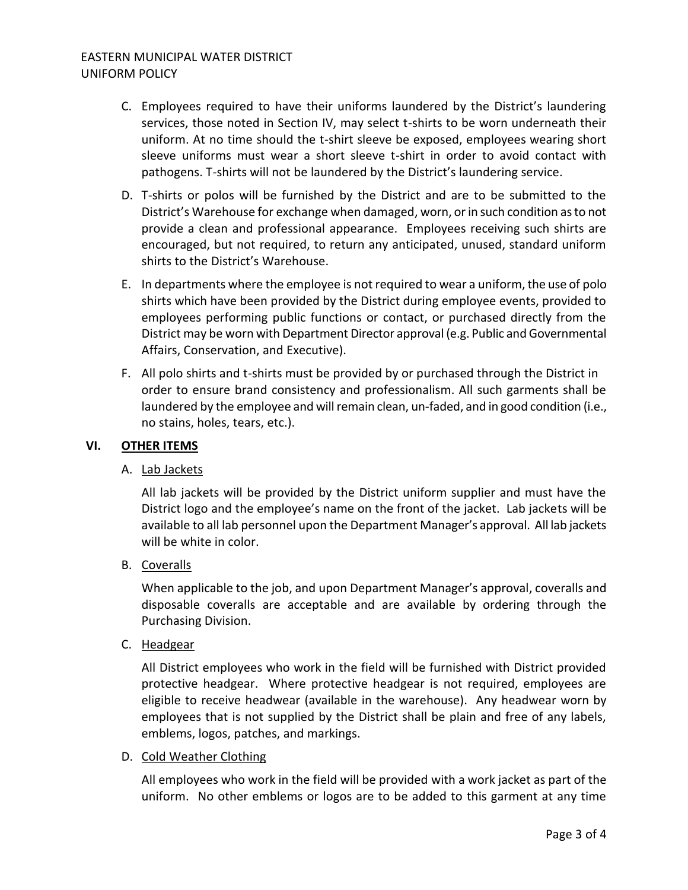C. Employees required to have their uniforms laundered by the District's laundering services, those noted in Section IV, may select t-shirts to be worn underneath their uniform. At no time should the t-shirt sleeve be exposed, employees wearing short sleeve uniforms must wear a short sleeve t-shirt in order to avoid contact with pathogens. T-shirts will not be laundered by the District's laundering service.

D. T-shirts or polos will be furnished by the District and are to be submitted to the District's Warehouse for exchange when damaged, worn, or in such condition as to not provide a clean and professional appearance. Employees receiving such shirts are encouraged, but not required, to return any anticipated, unused, standard uniform shirts to the District's Warehouse.

E. In departments where the employee is not required to wear a uniform, the use of polo shirts which have been provided by the District during employee events, provided to employees performing public functions or contact, or purchased directly from the District may be worn with Department Director approval (e.g. Public and Governmental Affairs, Conservation, and Executive).

F. All polo shirts and t-shirts must be provided by or purchased through the District in order to ensure brand consistency and professionalism. All such garments shall be laundered by the employee and will remain clean, un-faded, and in good condition (i.e., no stains, holes, tears, etc.).

## VI. OTHER ITEMS

A. Lab Jackets

All lab jackets will be provided by the District uniform supplier and must have the District logo and the employee's name on the front of the jacket. Lab jackets will be available to all lab personnel upon the Department Manager's approval. All lab jackets will be white in color.

B. Coveralls

When applicable to the job, and upon Department Manager's approval, coveralls and disposable coveralls are acceptable and are available by ordering through the Purchasing Division.

C. Headgear

All District employees who work in the field will be furnished with District provided protective headgear. Where protective headgear is not required, employees are eligible to receive headwear (available in the warehouse). Any headwear worn by employees that is not supplied by the District shall be plain and free of any labels, emblems, logos, patches, and markings.

D. Cold Weather Clothing

All employees who work in the field will be provided with a work jacket as part of the uniform. No other emblems or logos are to be added to this garment at any time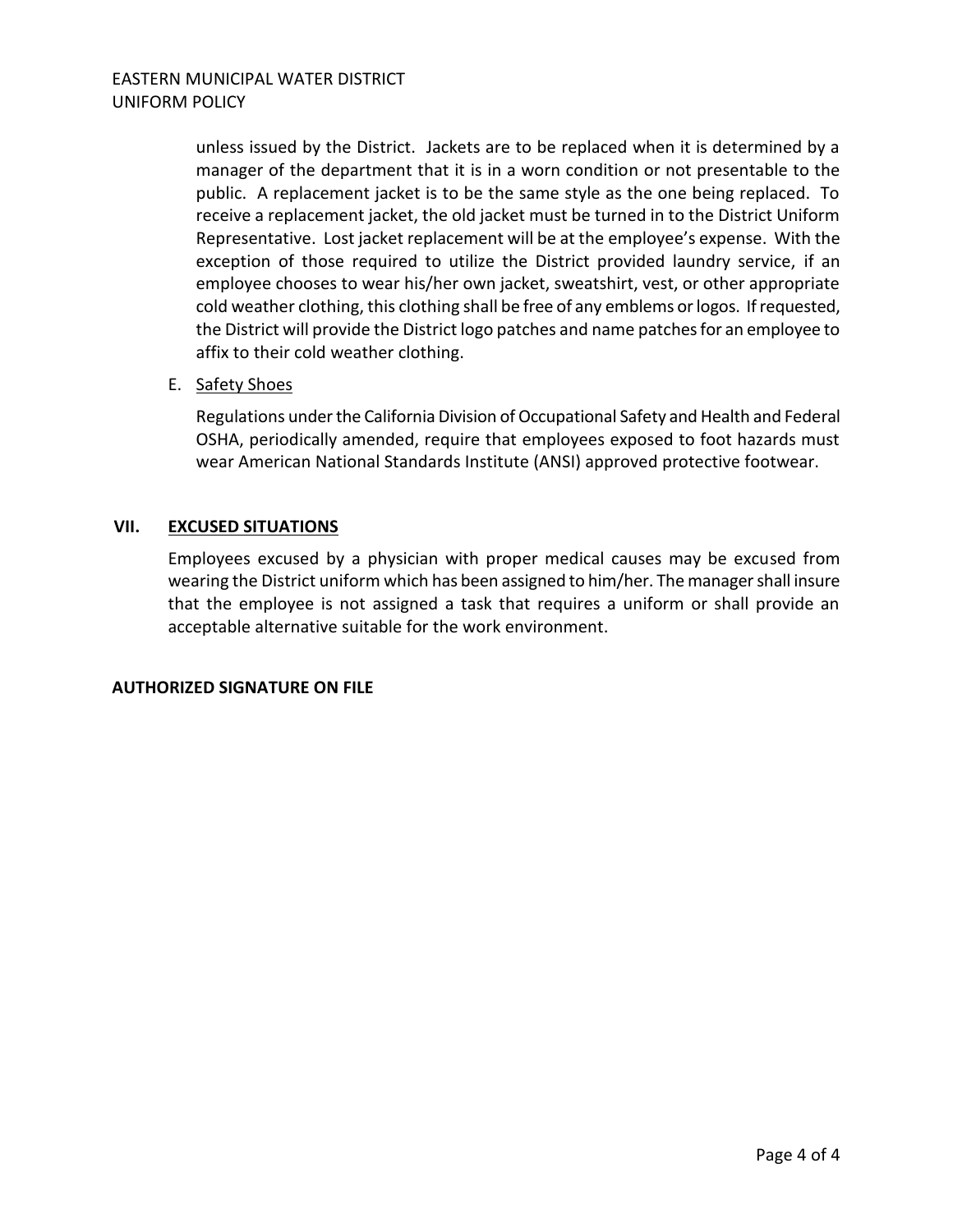unless issued by the District. Jackets are to be replaced when it is determined by a manager of the department that it is in a worn condition or not presentable to the public. A replacement jacket is to be the same style as the one being replaced. To receive a replacement jacket, the old jacket must be turned in to the District Uniform Representative. Lost jacket replacement will be at the employee's expense. With the exception of those required to utilize the District provided laundry service, if an employee chooses to wear his/her own jacket, sweatshirt, vest, or other appropriate cold weather clothing, this clothing shall be free of any emblems or logos. If requested, the District will provide the District logo patches and name patches for an employee to affix to their cold weather clothing.

E. Safety Shoes

Regulations under the California Division of Occupational Safety and Health and Federal OSHA, periodically amended, require that employees exposed to foot hazards must wear American National Standards Institute (ANSI) approved protective footwear.

## VII. EXCUSED SITUATIONS

Employees excused by a physician with proper medical causes may be excused from wearing the District uniform which has been assigned to him/her. The manager shall insure that the employee is not assigned a task that requires a uniform or shall provide an acceptable alternative suitable for the work environment.

**AUTHORIZED SIGNATURE ON FILE**